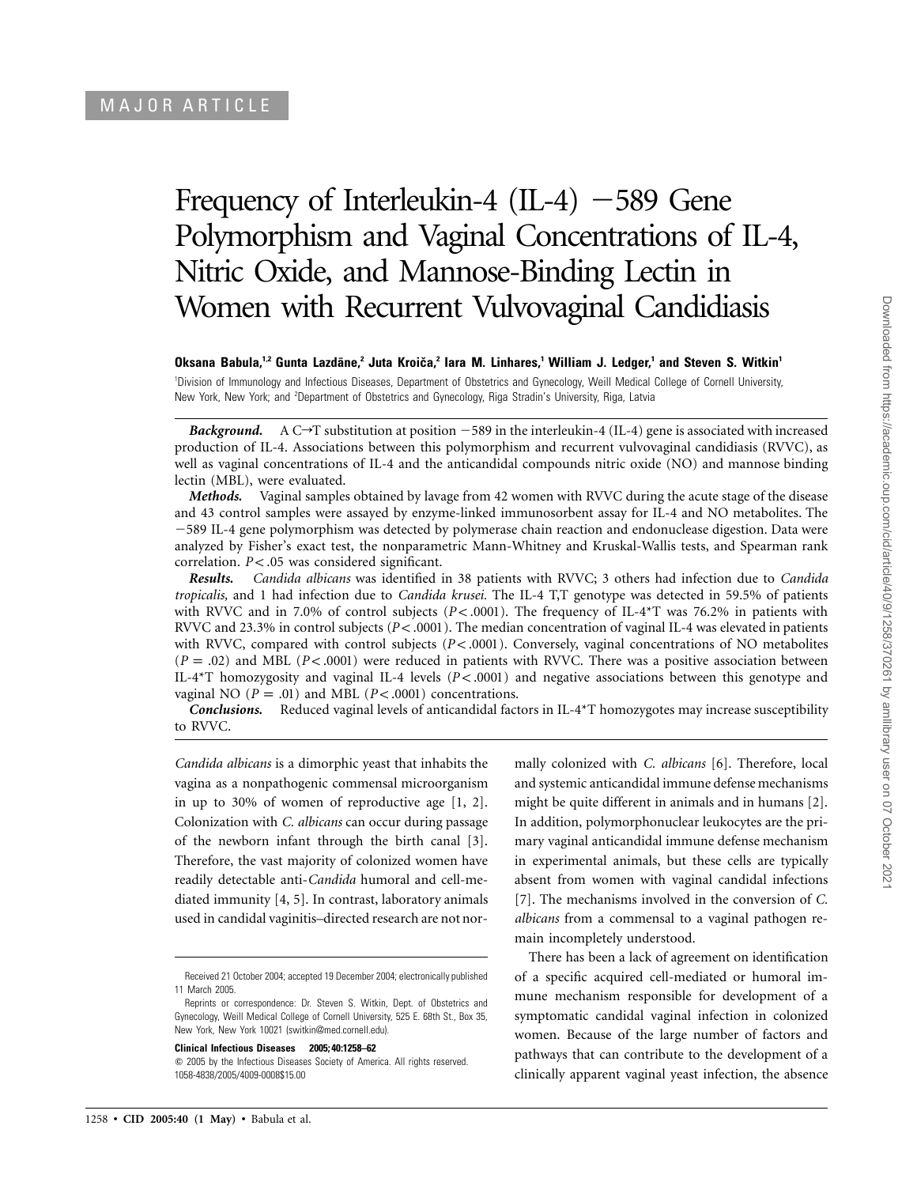MAJOR ARTICLE

# Frequency of Interleukin-4 (IL-4) −589 Gene Polymorphism and Vaginal Concentrations of IL-4, Nitric Oxide, and Mannose-Binding Lectin in Women with Recurrent Vulvovaginal Candidiasis

**Oksana Babula,[1,2] Gunta Lazdāne,[2] Juta Kroiča,[2] Iara M. Linhares,[1] William J. Ledger,[1] and Steven S. Witkin[1]**

[1]Division of Immunology and Infectious Diseases, Department of Obstetrics and Gynecology, Weill Medical College of Cornell University, New York, New York; and [2]Department of Obstetrics and Gynecology, Riga Stradin's University, Riga, Latvia

***Background.*** A C→T substitution at position −589 in the interleukin-4 (IL-4) gene is associated with increased production of IL-4. Associations between this polymorphism and recurrent vulvovaginal candidiasis (RVVC), as well as vaginal concentrations of IL-4 and the anticandidal compounds nitric oxide (NO) and mannose binding lectin (MBL), were evaluated.

***Methods.*** Vaginal samples obtained by lavage from 42 women with RVVC during the acute stage of the disease and 43 control samples were assayed by enzyme-linked immunosorbent assay for IL-4 and NO metabolites. The −589 IL-4 gene polymorphism was detected by polymerase chain reaction and endonuclease digestion. Data were analyzed by Fisher's exact test, the nonparametric Mann-Whitney and Kruskal-Wallis tests, and Spearman rank correlation. $P < .05$ was considered significant.

***Results.*** *Candida albicans* was identified in 38 patients with RVVC; 3 others had infection due to *Candida tropicalis*, and 1 had infection due to *Candida krusei*. The IL-4 T,T genotype was detected in 59.5% of patients with RVVC and in 7.0% of control subjects ($P < .0001$). The frequency of IL-4*T was 76.2% in patients with RVVC and 23.3% in control subjects ($P < .0001$). The median concentration of vaginal IL-4 was elevated in patients with RVVC, compared with control subjects ($P < .0001$). Conversely, vaginal concentrations of NO metabolites ($P = .02$) and MBL ($P < .0001$) were reduced in patients with RVVC. There was a positive association between IL-4*T homozygosity and vaginal IL-4 levels ($P < .0001$) and negative associations between this genotype and vaginal NO ($P = .01$) and MBL ($P < .0001$) concentrations.

***Conclusions.*** Reduced vaginal levels of anticandidal factors in IL-4*T homozygotes may increase susceptibility to RVVC.

*Candida albicans* is a dimorphic yeast that inhabits the vagina as a nonpathogenic commensal microorganism in up to 30% of women of reproductive age [1, 2]. Colonization with *C. albicans* can occur during passage of the newborn infant through the birth canal [3]. Therefore, the vast majority of colonized women have readily detectable anti-*Candida* humoral and cell-mediated immunity [4, 5]. In contrast, laboratory animals used in candidal vaginitis–directed research are not normally colonized with *C. albicans* [6]. Therefore, local and systemic anticandidal immune defense mechanisms might be quite different in animals and in humans [2]. In addition, polymorphonuclear leukocytes are the primary vaginal anticandidal immune defense mechanism in experimental animals, but these cells are typically absent from women with vaginal candidal infections [7]. The mechanisms involved in the conversion of *C. albicans* from a commensal to a vaginal pathogen remain incompletely understood.

There has been a lack of agreement on identification of a specific acquired cell-mediated or humoral immune mechanism responsible for development of a symptomatic candidal vaginal infection in colonized women. Because of the large number of factors and pathways that can contribute to the development of a clinically apparent vaginal yeast infection, the absence

Received 21 October 2004; accepted 19 December 2004; electronically published 11 March 2005.

Reprints or correspondence: Dr. Steven S. Witkin, Dept. of Obstetrics and Gynecology, Weill Medical College of Cornell University, 525 E. 68th St., Box 35, New York, New York 10021 (switkin@med.cornell.edu).

**Clinical Infectious Diseases 2005; 40:1258–62**

© 2005 by the Infectious Diseases Society of America. All rights reserved. 1058-4838/2005/4009-0008$15.00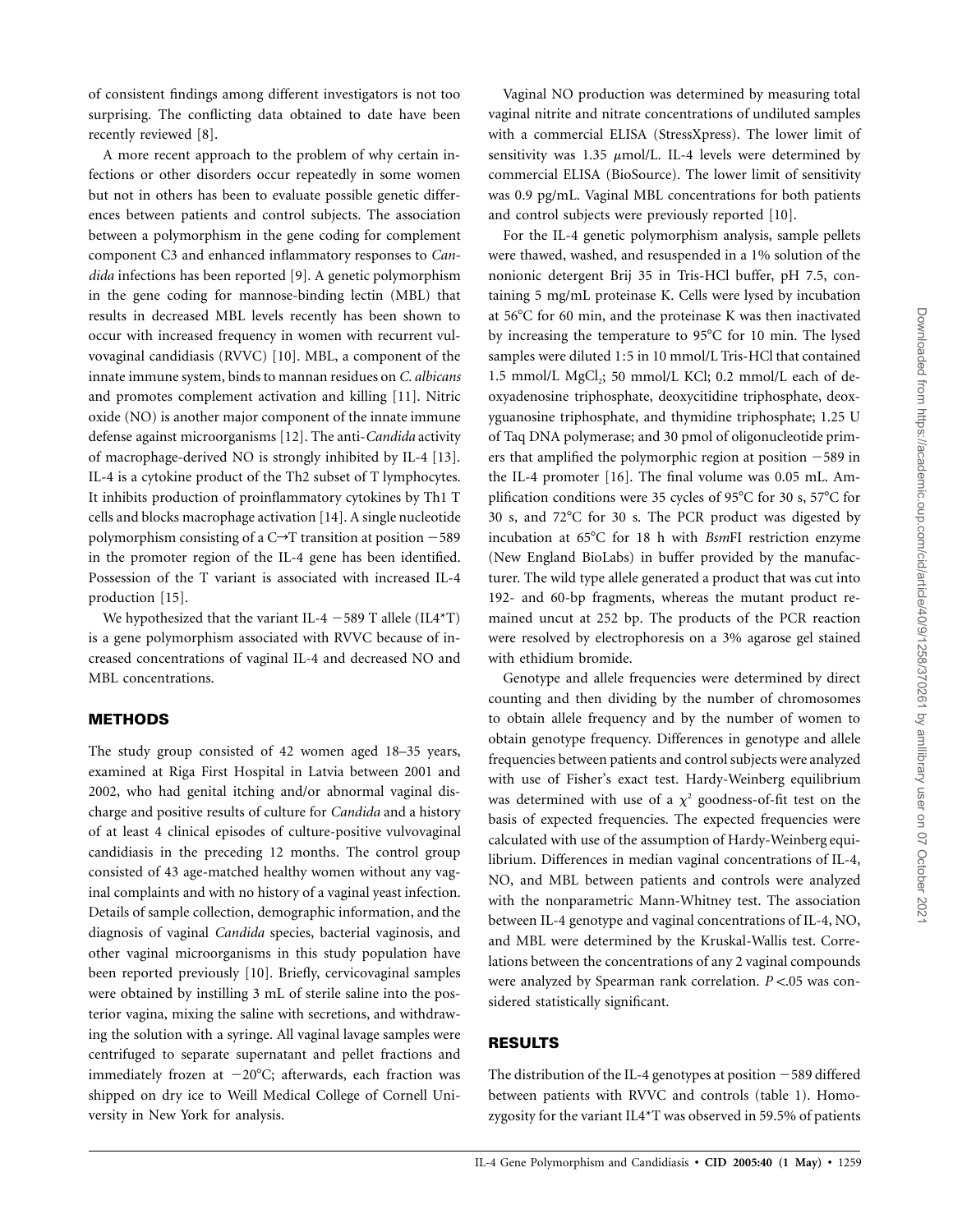of consistent findings among different investigators is not too surprising. The conflicting data obtained to date have been recently reviewed [8].

A more recent approach to the problem of why certain infections or other disorders occur repeatedly in some women but not in others has been to evaluate possible genetic differences between patients and control subjects. The association between a polymorphism in the gene coding for complement component C3 and enhanced inflammatory responses to *Candida* infections has been reported [9]. A genetic polymorphism in the gene coding for mannose-binding lectin (MBL) that results in decreased MBL levels recently has been shown to occur with increased frequency in women with recurrent vulvovaginal candidiasis (RVVC) [10]. MBL, a component of the innate immune system, binds to mannan residues on *C. albicans* and promotes complement activation and killing [11]. Nitric oxide (NO) is another major component of the innate immune defense against microorganisms [12]. The anti-*Candida* activity of macrophage-derived NO is strongly inhibited by IL-4 [13]. IL-4 is a cytokine product of the Th2 subset of T lymphocytes. It inhibits production of proinflammatory cytokines by Th1 T cells and blocks macrophage activation [14]. A single nucleotide polymorphism consisting of a C→T transition at position −589 in the promoter region of the IL-4 gene has been identified. Possession of the T variant is associated with increased IL-4 production [15].

We hypothesized that the variant IL-4 −589 T allele (IL4*T) is a gene polymorphism associated with RVVC because of increased concentrations of vaginal IL-4 and decreased NO and MBL concentrations.

## METHODS

The study group consisted of 42 women aged 18–35 years, examined at Riga First Hospital in Latvia between 2001 and 2002, who had genital itching and/or abnormal vaginal discharge and positive results of culture for *Candida* and a history of at least 4 clinical episodes of culture-positive vulvovaginal candidiasis in the preceding 12 months. The control group consisted of 43 age-matched healthy women without any vaginal complaints and with no history of a vaginal yeast infection. Details of sample collection, demographic information, and the diagnosis of vaginal *Candida* species, bacterial vaginosis, and other vaginal microorganisms in this study population have been reported previously [10]. Briefly, cervicovaginal samples were obtained by instilling 3 mL of sterile saline into the posterior vagina, mixing the saline with secretions, and withdrawing the solution with a syringe. All vaginal lavage samples were centrifuged to separate supernatant and pellet fractions and immediately frozen at −20°C; afterwards, each fraction was shipped on dry ice to Weill Medical College of Cornell University in New York for analysis.

Vaginal NO production was determined by measuring total vaginal nitrite and nitrate concentrations of undiluted samples with a commercial ELISA (StressXpress). The lower limit of sensitivity was 1.35 $\mu$mol/L. IL-4 levels were determined by commercial ELISA (BioSource). The lower limit of sensitivity was 0.9 pg/mL. Vaginal MBL concentrations for both patients and control subjects were previously reported [10].

For the IL-4 genetic polymorphism analysis, sample pellets were thawed, washed, and resuspended in a 1% solution of the nonionic detergent Brij 35 in Tris-HCl buffer, pH 7.5, containing 5 mg/mL proteinase K. Cells were lysed by incubation at 56°C for 60 min, and the proteinase K was then inactivated by increasing the temperature to 95°C for 10 min. The lysed samples were diluted 1:5 in 10 mmol/L Tris-HCl that contained 1.5 mmol/L $MgCl_2$; 50 mmol/L KCl; 0.2 mmol/L each of deoxyadenosine triphosphate, deoxycitidine triphosphate, deoxyguanosine triphosphate, and thymidine triphosphate; 1.25 U of Taq DNA polymerase; and 30 pmol of oligonucleotide primers that amplified the polymorphic region at position −589 in the IL-4 promoter [16]. The final volume was 0.05 mL. Amplification conditions were 35 cycles of 95°C for 30 s, 57°C for 30 s, and 72°C for 30 s. The PCR product was digested by incubation at 65°C for 18 h with *Bsm*FI restriction enzyme (New England BioLabs) in buffer provided by the manufacturer. The wild type allele generated a product that was cut into 192- and 60-bp fragments, whereas the mutant product remained uncut at 252 bp. The products of the PCR reaction were resolved by electrophoresis on a 3% agarose gel stained with ethidium bromide.

Genotype and allele frequencies were determined by direct counting and then dividing by the number of chromosomes to obtain allele frequency and by the number of women to obtain genotype frequency. Differences in genotype and allele frequencies between patients and control subjects were analyzed with use of Fisher's exact test. Hardy-Weinberg equilibrium was determined with use of a $\chi^2$ goodness-of-fit test on the basis of expected frequencies. The expected frequencies were calculated with use of the assumption of Hardy-Weinberg equilibrium. Differences in median vaginal concentrations of IL-4, NO, and MBL between patients and controls were analyzed with the nonparametric Mann-Whitney test. The association between IL-4 genotype and vaginal concentrations of IL-4, NO, and MBL were determined by the Kruskal-Wallis test. Correlations between the concentrations of any 2 vaginal compounds were analyzed by Spearman rank correlation. $P < .05$ was considered statistically significant.

## RESULTS

The distribution of the IL-4 genotypes at position −589 differed between patients with RVVC and controls (table 1). Homozygosity for the variant IL4*T was observed in 59.5% of patients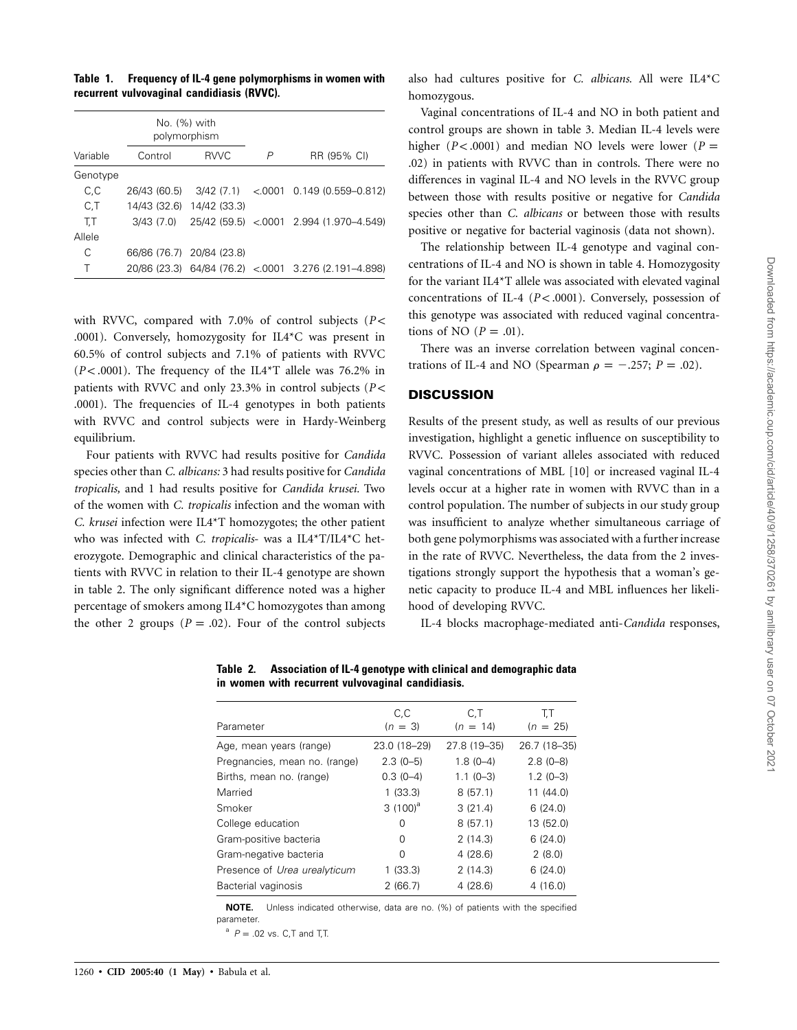**Table 1. Frequency of IL-4 gene polymorphisms in women with recurrent vulvovaginal candidiasis (RVVC).**

| Variable | No. (%) with polymorphism | | *P* | RR (95% CI) |
|---|---|---|---|---|
| | Control | RVVC | | |
| Genotype | | | | |
| C,C | 26/43 (60.5) | 3/42 (7.1) | <.0001 | 0.149 (0.559–0.812) |
| C,T | 14/43 (32.6) | 14/42 (33.3) | | |
| T,T | 3/43 (7.0) | 25/42 (59.5) | <.0001 | 2.994 (1.970–4.549) |
| Allele | | | | |
| C | 66/86 (76.7) | 20/84 (23.8) | | |
| T | 20/86 (23.3) | 64/84 (76.2) | <.0001 | 3.276 (2.191–4.898) |

with RVVC, compared with 7.0% of control subjects ($P < .0001$). Conversely, homozygosity for IL4*C was present in 60.5% of control subjects and 7.1% of patients with RVVC ($P < .0001$). The frequency of the IL4*T allele was 76.2% in patients with RVVC and only 23.3% in control subjects ($P < .0001$). The frequencies of IL-4 genotypes in both patients with RVVC and control subjects were in Hardy-Weinberg equilibrium.

Four patients with RVVC had results positive for *Candida* species other than *C. albicans:* 3 had results positive for *Candida tropicalis,* and 1 had results positive for *Candida krusei.* Two of the women with *C. tropicalis* infection and the woman with *C. krusei* infection were IL4*T homozygotes; the other patient who was infected with *C. tropicalis*- was a IL4*T/IL4*C heterozygote. Demographic and clinical characteristics of the patients with RVVC in relation to their IL-4 genotype are shown in table 2. The only significant difference noted was a higher percentage of smokers among IL4*C homozygotes than among the other 2 groups ($P = .02$). Four of the control subjects also had cultures positive for *C. albicans.* All were IL4*C homozygous.

Vaginal concentrations of IL-4 and NO in both patient and control groups are shown in table 3. Median IL-4 levels were higher ($P < .0001$) and median NO levels were lower ($P = .02$) in patients with RVVC than in controls. There were no differences in vaginal IL-4 and NO levels in the RVVC group between those with results positive or negative for *Candida* species other than *C. albicans* or between those with results positive or negative for bacterial vaginosis (data not shown).

The relationship between IL-4 genotype and vaginal concentrations of IL-4 and NO is shown in table 4. Homozygosity for the variant IL4*T allele was associated with elevated vaginal concentrations of IL-4 ($P < .0001$). Conversely, possession of this genotype was associated with reduced vaginal concentrations of NO ($P = .01$).

There was an inverse correlation between vaginal concentrations of IL-4 and NO (Spearman $\rho = -.257$; $P = .02$).

## DISCUSSION

Results of the present study, as well as results of our previous investigation, highlight a genetic influence on susceptibility to RVVC. Possession of variant alleles associated with reduced vaginal concentrations of MBL [10] or increased vaginal IL-4 levels occur at a higher rate in women with RVVC than in a control population. The number of subjects in our study group was insufficient to analyze whether simultaneous carriage of both gene polymorphisms was associated with a further increase in the rate of RVVC. Nevertheless, the data from the 2 investigations strongly support the hypothesis that a woman's genetic capacity to produce IL-4 and MBL influences her likelihood of developing RVVC.

IL-4 blocks macrophage-mediated anti-*Candida* responses,

**Table 2. Association of IL-4 genotype with clinical and demographic data in women with recurrent vulvovaginal candidiasis.**

| Parameter | C,C ($n$ = 3) | C,T ($n$ = 14) | T,T ($n$ = 25) |
|---|---|---|---|
| Age, mean years (range) | 23.0 (18–29) | 27.8 (19–35) | 26.7 (18–35) |
| Pregnancies, mean no. (range) | 2.3 (0–5) | 1.8 (0–4) | 2.8 (0–8) |
| Births, mean no. (range) | 0.3 (0–4) | 1.1 (0–3) | 1.2 (0–3) |
| Married | 1 (33.3) | 8 (57.1) | 11 (44.0) |
| Smoker | 3 (100)[a] | 3 (21.4) | 6 (24.0) |
| College education | 0 | 8 (57.1) | 13 (52.0) |
| Gram-positive bacteria | 0 | 2 (14.3) | 6 (24.0) |
| Gram-negative bacteria | 0 | 4 (28.6) | 2 (8.0) |
| Presence of *Urea urealyticum* | 1 (33.3) | 2 (14.3) | 6 (24.0) |
| Bacterial vaginosis | 2 (66.7) | 4 (28.6) | 4 (16.0) |

**NOTE.** Unless indicated otherwise, data are no. (%) of patients with the specified parameter.

[a] $P = .02$ vs. C,T and T,T.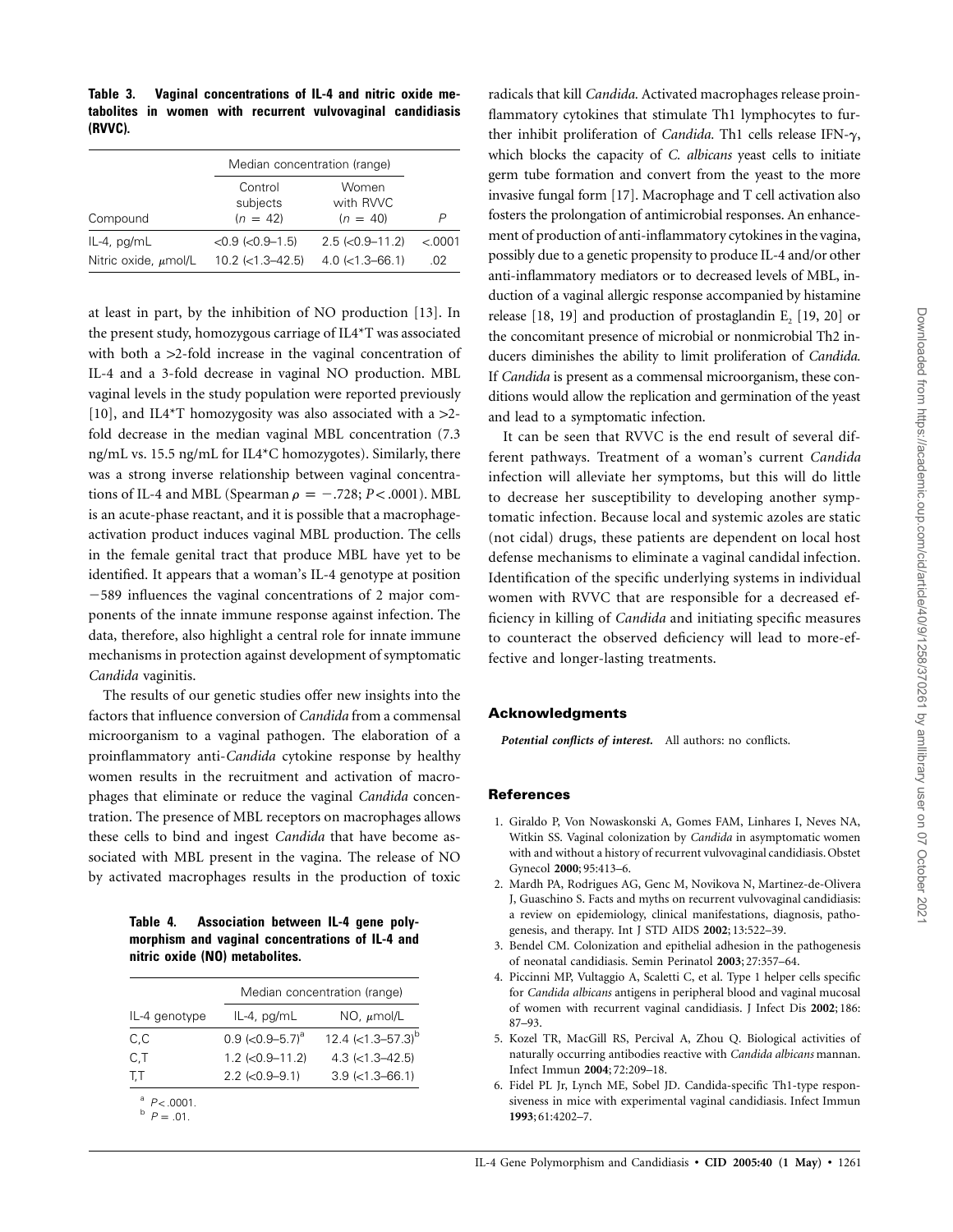**Table 3. Vaginal concentrations of IL-4 and nitric oxide metabolites in women with recurrent vulvovaginal candidiasis (RVVC).**

| Compound | Median concentration (range) | | P |
|---|---|---|---|
| | Control subjects ($n$ = 42) | Women with RVVC ($n$ = 40) | |
| IL-4, pg/mL | <0.9 (<0.9–1.5) | 2.5 (<0.9–11.2) | <.0001 |
| Nitric oxide, $\mu$mol/L | 10.2 (<1.3–42.5) | 4.0 (<1.3–66.1) | .02 |

at least in part, by the inhibition of NO production [13]. In the present study, homozygous carriage of IL4*T was associated with both a >2-fold increase in the vaginal concentration of IL-4 and a 3-fold decrease in vaginal NO production. MBL vaginal levels in the study population were reported previously [10], and IL4*T homozygosity was also associated with a >2-fold decrease in the median vaginal MBL concentration (7.3 ng/mL vs. 15.5 ng/mL for IL4*C homozygotes). Similarly, there was a strong inverse relationship between vaginal concentrations of IL-4 and MBL (Spearman $\rho = -.728$; $P < .0001$). MBL is an acute-phase reactant, and it is possible that a macrophage-activation product induces vaginal MBL production. The cells in the female genital tract that produce MBL have yet to be identified. It appears that a woman's IL-4 genotype at position −589 influences the vaginal concentrations of 2 major components of the innate immune response against infection. The data, therefore, also highlight a central role for innate immune mechanisms in protection against development of symptomatic *Candida* vaginitis.

The results of our genetic studies offer new insights into the factors that influence conversion of *Candida* from a commensal microorganism to a vaginal pathogen. The elaboration of a proinflammatory anti-*Candida* cytokine response by healthy women results in the recruitment and activation of macrophages that eliminate or reduce the vaginal *Candida* concentration. The presence of MBL receptors on macrophages allows these cells to bind and ingest *Candida* that have become associated with MBL present in the vagina. The release of NO by activated macrophages results in the production of toxic radicals that kill *Candida*. Activated macrophages release proinflammatory cytokines that stimulate Th1 lymphocytes to further inhibit proliferation of *Candida*. Th1 cells release IFN-$\gamma$, which blocks the capacity of *C. albicans* yeast cells to initiate germ tube formation and convert from the yeast to the more invasive fungal form [17]. Macrophage and T cell activation also fosters the prolongation of antimicrobial responses. An enhancement of production of anti-inflammatory cytokines in the vagina, possibly due to a genetic propensity to produce IL-4 and/or other anti-inflammatory mediators or to decreased levels of MBL, induction of a vaginal allergic response accompanied by histamine release [18, 19] and production of prostaglandin $E_2$ [19, 20] or the concomitant presence of microbial or nonmicrobial Th2 inducers diminishes the ability to limit proliferation of *Candida*. If *Candida* is present as a commensal microorganism, these conditions would allow the replication and germination of the yeast and lead to a symptomatic infection.

**Table 4. Association between IL-4 gene polymorphism and vaginal concentrations of IL-4 and nitric oxide (NO) metabolites.**

| IL-4 genotype | Median concentration (range) | |
|---|---|---|
| | IL-4, pg/mL | NO, $\mu$mol/L |
| C,C | 0.9 (<0.9–5.7)[a] | 12.4 (<1.3–57.3)[b] |
| C,T | 1.2 (<0.9–11.2) | 4.3 (<1.3–42.5) |
| T,T | 2.2 (<0.9–9.1) | 3.9 (<1.3–66.1) |

[a] $P < .0001$.
[b] $P = .01$.

It can be seen that RVVC is the end result of several different pathways. Treatment of a woman's current *Candida* infection will alleviate her symptoms, but this will do little to decrease her susceptibility to developing another symptomatic infection. Because local and systemic azoles are static (not cidal) drugs, these patients are dependent on local host defense mechanisms to eliminate a vaginal candidal infection. Identification of the specific underlying systems in individual women with RVVC that are responsible for a decreased efficiency in killing of *Candida* and initiating specific measures to counteract the observed deficiency will lead to more-effective and longer-lasting treatments.

## Acknowledgments

***Potential conflicts of interest.*** All authors: no conflicts.

## References

1. Giraldo P, Von Nowaskonski A, Gomes FAM, Linhares I, Neves NA, Witkin SS. Vaginal colonization by *Candida* in asymptomatic women with and without a history of recurrent vulvovaginal candidiasis. Obstet Gynecol **2000**; 95:413–6.
2. Mardh PA, Rodrigues AG, Genc M, Novikova N, Martinez-de-Olivera J, Guaschino S. Facts and myths on recurrent vulvovaginal candidiasis: a review on epidemiology, clinical manifestations, diagnosis, pathogenesis, and therapy. Int J STD AIDS **2002**; 13:522–39.
3. Bendel CM. Colonization and epithelial adhesion in the pathogenesis of neonatal candidiasis. Semin Perinatol **2003**; 27:357–64.
4. Piccinni MP, Vultaggio A, Scaletti C, et al. Type 1 helper cells specific for *Candida albicans* antigens in peripheral blood and vaginal mucosal of women with recurrent vaginal candidiasis. J Infect Dis **2002**; 186: 87–93.
5. Kozel TR, MacGill RS, Percival A, Zhou Q. Biological activities of naturally occurring antibodies reactive with *Candida albicans* mannan. Infect Immun **2004**; 72:209–18.
6. Fidel PL Jr, Lynch ME, Sobel JD. Candida-specific Th1-type responsiveness in mice with experimental vaginal candidiasis. Infect Immun **1993**; 61:4202–7.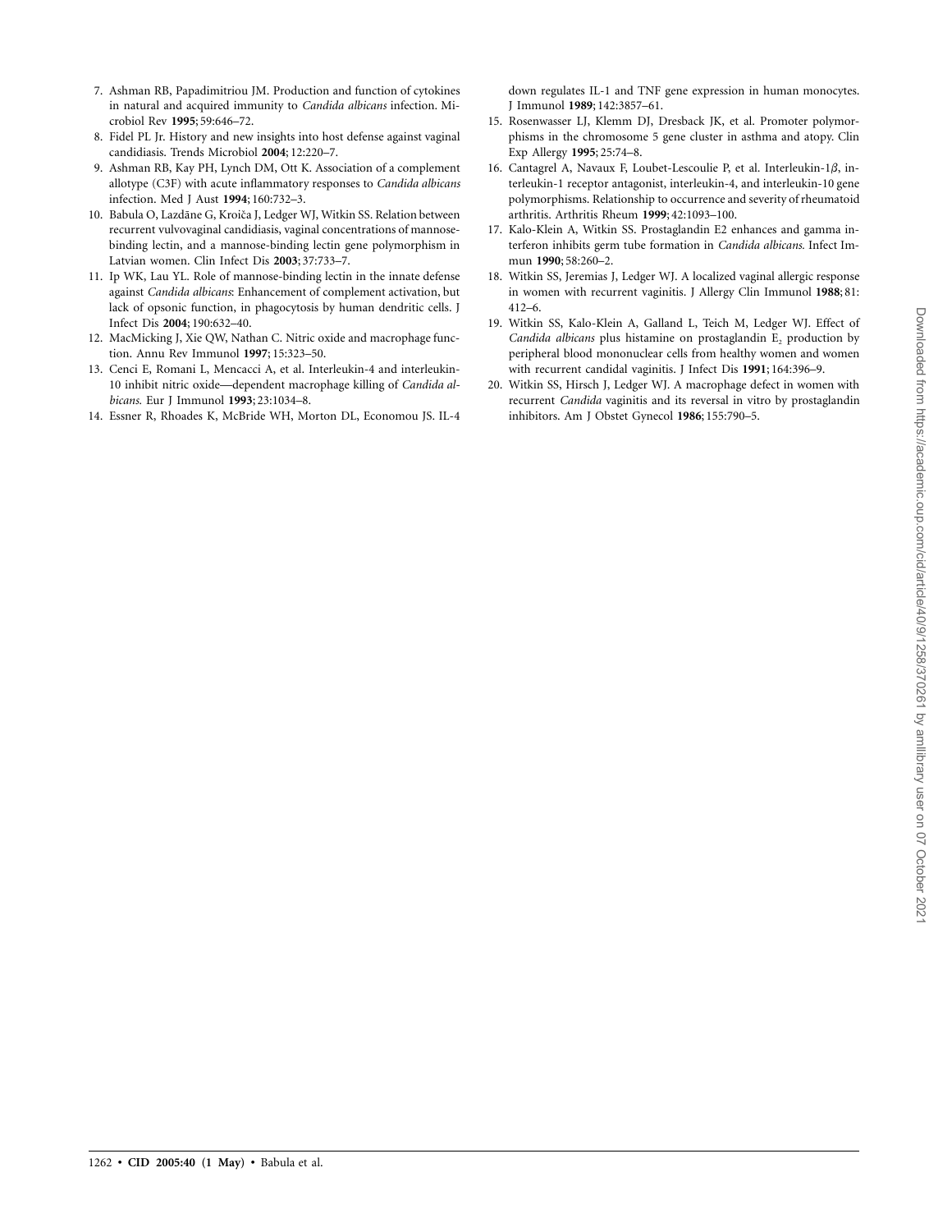7. Ashman RB, Papadimitriou JM. Production and function of cytokines in natural and acquired immunity to *Candida albicans* infection. Microbiol Rev **1995**; 59:646–72.
8. Fidel PL Jr. History and new insights into host defense against vaginal candidiasis. Trends Microbiol **2004**; 12:220–7.
9. Ashman RB, Kay PH, Lynch DM, Ott K. Association of a complement allotype (C3F) with acute inflammatory responses to *Candida albicans* infection. Med J Aust **1994**; 160:732–3.
10. Babula O, Lazdāne G, Kroiča J, Ledger WJ, Witkin SS. Relation between recurrent vulvovaginal candidiasis, vaginal concentrations of mannose-binding lectin, and a mannose-binding lectin gene polymorphism in Latvian women. Clin Infect Dis **2003**; 37:733–7.
11. Ip WK, Lau YL. Role of mannose-binding lectin in the innate defense against *Candida albicans*: Enhancement of complement activation, but lack of opsonic function, in phagocytosis by human dendritic cells. J Infect Dis **2004**; 190:632–40.
12. MacMicking J, Xie QW, Nathan C. Nitric oxide and macrophage function. Annu Rev Immunol **1997**; 15:323–50.
13. Cenci E, Romani L, Mencacci A, et al. Interleukin-4 and interleukin-10 inhibit nitric oxide—dependent macrophage killing of *Candida albicans.* Eur J Immunol **1993**; 23:1034–8.
14. Essner R, Rhoades K, McBride WH, Morton DL, Economou JS. IL-4 down regulates IL-1 and TNF gene expression in human monocytes. J Immunol **1989**; 142:3857–61.
15. Rosenwasser LJ, Klemm DJ, Dresback JK, et al. Promoter polymorphisms in the chromosome 5 gene cluster in asthma and atopy. Clin Exp Allergy **1995**; 25:74–8.
16. Cantagrel A, Navaux F, Loubet-Lescoulie P, et al. Interleukin-1$\beta$, interleukin-1 receptor antagonist, interleukin-4, and interleukin-10 gene polymorphisms. Relationship to occurrence and severity of rheumatoid arthritis. Arthritis Rheum **1999**; 42:1093–100.
17. Kalo-Klein A, Witkin SS. Prostaglandin E2 enhances and gamma interferon inhibits germ tube formation in *Candida albicans.* Infect Immun **1990**; 58:260–2.
18. Witkin SS, Jeremias J, Ledger WJ. A localized vaginal allergic response in women with recurrent vaginitis. J Allergy Clin Immunol **1988**; 81: 412–6.
19. Witkin SS, Kalo-Klein A, Galland L, Teich M, Ledger WJ. Effect of *Candida albicans* plus histamine on prostaglandin $E_2$ production by peripheral blood mononuclear cells from healthy women and women with recurrent candidal vaginitis. J Infect Dis **1991**; 164:396–9.
20. Witkin SS, Hirsch J, Ledger WJ. A macrophage defect in women with recurrent *Candida* vaginitis and its reversal in vitro by prostaglandin inhibitors. Am J Obstet Gynecol **1986**; 155:790–5.